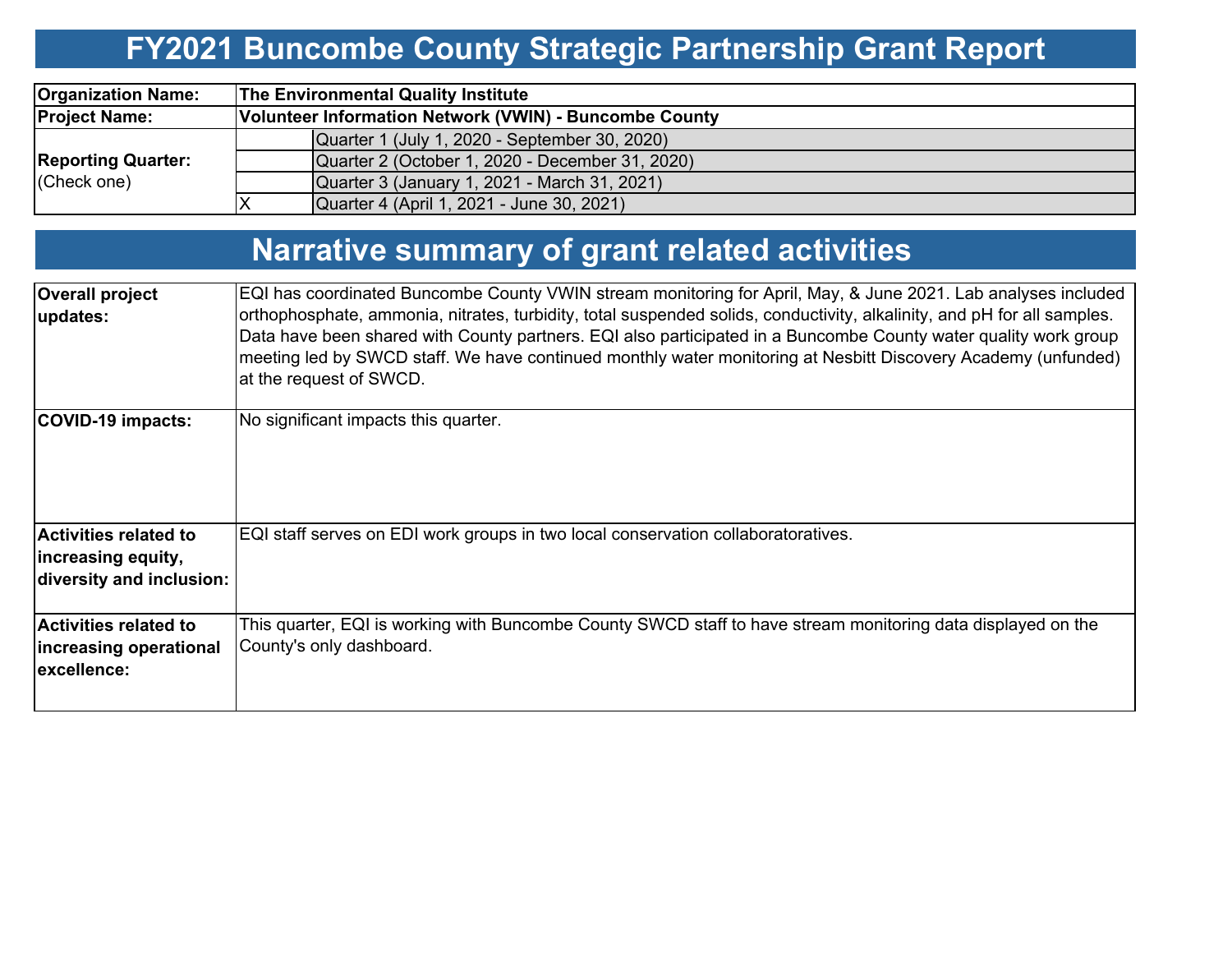# FY2021 Buncombe County Strategic Partnership Grant Report

| | | |
|---|---|---|
| **Organization Name:** | **The Environmental Quality Institute** | |
| **Project Name:** | **Volunteer Information Network (VWIN) - Buncombe County** | |
| **Reporting Quarter:** (Check one) | | Quarter 1 (July 1, 2020 - September 30, 2020) |
| | | Quarter 2 (October 1, 2020 - December 31, 2020) |
| | | Quarter 3 (January 1, 2021 - March 31, 2021) |
| | X | Quarter 4 (April 1, 2021 - June 30, 2021) |

# Narrative summary of grant related activities

| | |
|---|---|
| **Overall project updates:** | EQI has coordinated Buncombe County VWIN stream monitoring for April, May, & June 2021. Lab analyses included orthophosphate, ammonia, nitrates, turbidity, total suspended solids, conductivity, alkalinity, and pH for all samples. Data have been shared with County partners. EQI also participated in a Buncombe County water quality work group meeting led by SWCD staff. We have continued monthly water monitoring at Nesbitt Discovery Academy (unfunded) at the request of SWCD. |
| **COVID-19 impacts:** | No significant impacts this quarter. |
| **Activities related to increasing equity, diversity and inclusion:** | EQI staff serves on EDI work groups in two local conservation collaboratoratives. |
| **Activities related to increasing operational excellence:** | This quarter, EQI is working with Buncombe County SWCD staff to have stream monitoring data displayed on the County's only dashboard. |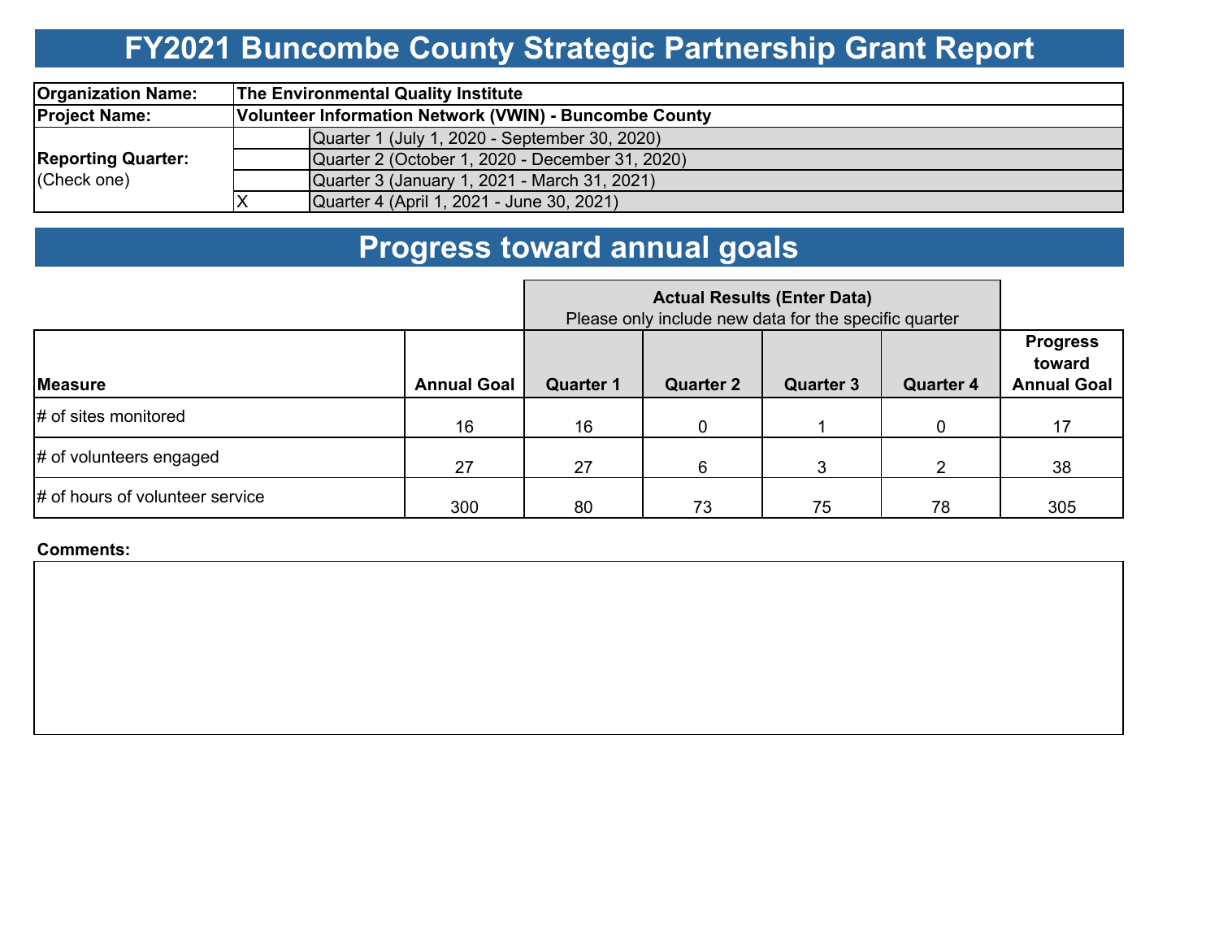# FY2021 Buncombe County Strategic Partnership Grant Report

| | | |
|---|---|---|
| **Organization Name:** | **The Environmental Quality Institute** | |
| **Project Name:** | **Volunteer Information Network (VWIN) - Buncombe County** | |
| **Reporting Quarter:** (Check one) | | Quarter 1 (July 1, 2020 - September 30, 2020) |
| | | Quarter 2 (October 1, 2020 - December 31, 2020) |
| | | Quarter 3 (January 1, 2021 - March 31, 2021) |
| | X | Quarter 4 (April 1, 2021 - June 30, 2021) |

# Progress toward annual goals

| | | **Actual Results (Enter Data)** Please only include new data for the specific quarter | | | | |
|---|---|---|---|---|---|---|
| **Measure** | **Annual Goal** | **Quarter 1** | **Quarter 2** | **Quarter 3** | **Quarter 4** | **Progress toward Annual Goal** |
| # of sites monitored | 16 | 16 | 0 | 1 | 0 | 17 |
| # of volunteers engaged | 27 | 27 | 6 | 3 | 2 | 38 |
| # of hours of volunteer service | 300 | 80 | 73 | 75 | 78 | 305 |

**Comments:**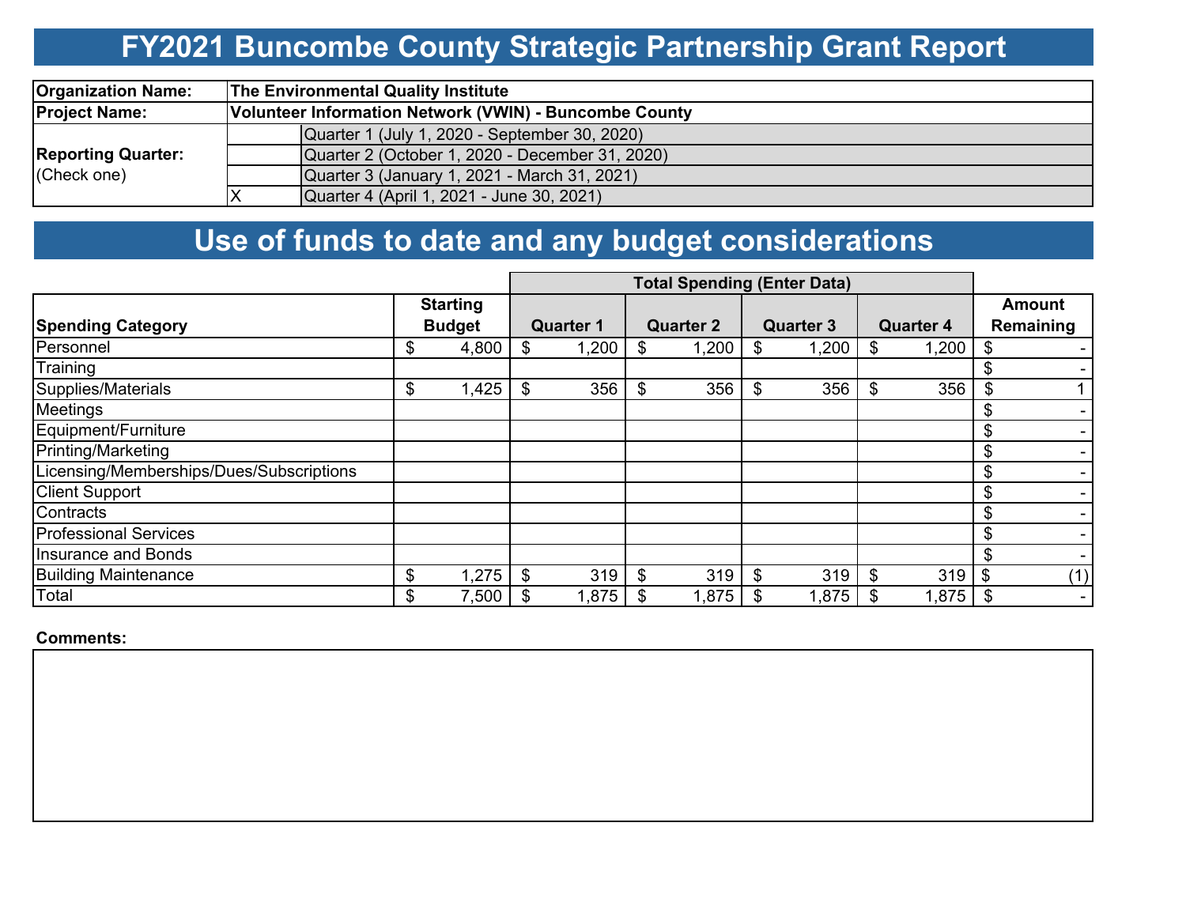# FY2021 Buncombe County Strategic Partnership Grant Report

| | | |
|---|---|---|
| **Organization Name:** | **The Environmental Quality Institute** | |
| **Project Name:** | **Volunteer Information Network (VWIN) - Buncombe County** | |
| **Reporting Quarter:** (Check one) | | Quarter 1 (July 1, 2020 - September 30, 2020) |
| | | Quarter 2 (October 1, 2020 - December 31, 2020) |
| | | Quarter 3 (January 1, 2021 - March 31, 2021) |
| | X | Quarter 4 (April 1, 2021 - June 30, 2021) |

## Use of funds to date and any budget considerations

| | | Total Spending (Enter Data) | | | | |
|---|---|---|---|---|---|---|
| **Spending Category** | **Starting Budget** | **Quarter 1** | **Quarter 2** | **Quarter 3** | **Quarter 4** | **Amount Remaining** |
| Personnel | $ 4,800 | $ 1,200 | $ 1,200 | $ 1,200 | $ 1,200 | $ - |
| Training | | | | | | $ - |
| Supplies/Materials | $ 1,425 | $ 356 | $ 356 | $ 356 | $ 356 | $ 1 |
| Meetings | | | | | | $ - |
| Equipment/Furniture | | | | | | $ - |
| Printing/Marketing | | | | | | $ - |
| Licensing/Memberships/Dues/Subscriptions | | | | | | $ - |
| Client Support | | | | | | $ - |
| Contracts | | | | | | $ - |
| Professional Services | | | | | | $ - |
| Insurance and Bonds | | | | | | $ - |
| Building Maintenance | $ 1,275 | $ 319 | $ 319 | $ 319 | $ 319 | $ (1) |
| Total | $ 7,500 | $ 1,875 | $ 1,875 | $ 1,875 | $ 1,875 | $ - |

**Comments:**